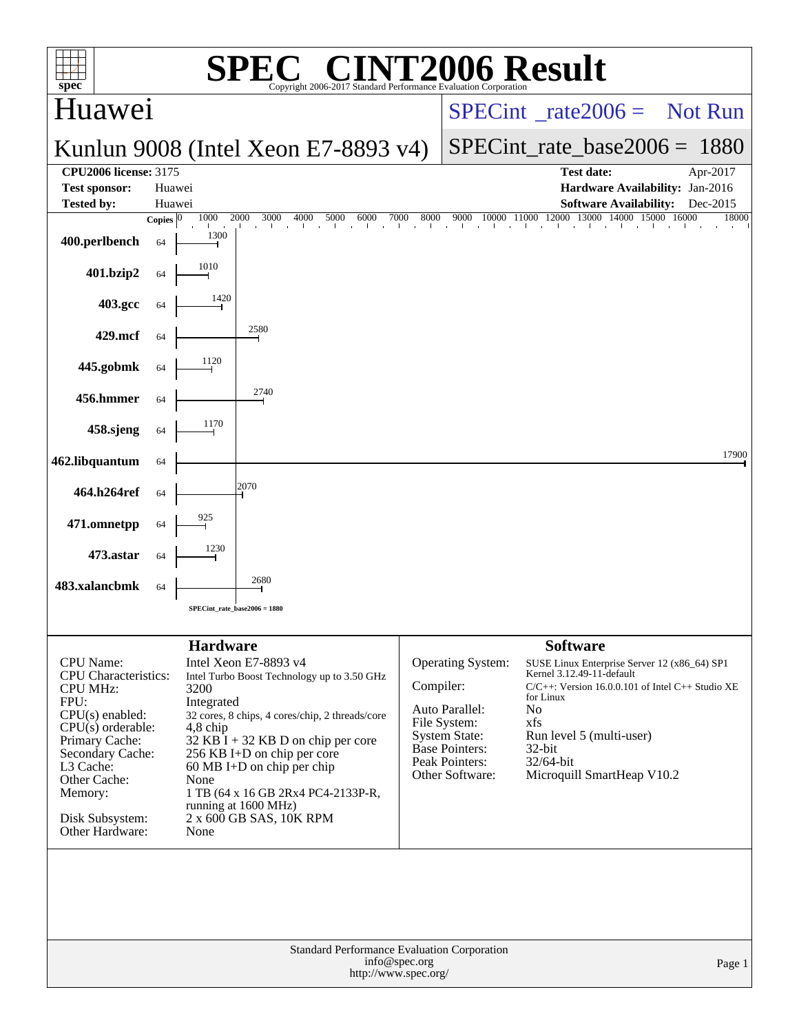# SPEC® CINT2006 Result

Copyright 2006-2017 Standard Performance Evaluation Corporation

## Huawei

**Kunlun 9008 (Intel Xeon E7-8893 v4)**

SPECint_rate2006 = Not Run

SPECint_rate_base2006 = 1880

| | | | |
|---|---|---|---|
| **CPU2006 license:** | 3175 | **Test date:** | Apr-2017 |
| **Test sponsor:** | Huawei | **Hardware Availability:** | Jan-2016 |
| **Tested by:** | Huawei | **Software Availability:** | Dec-2015 |

| Benchmark | Copies | Base Ratio |
|---|---|---|
| 400.perlbench | 64 | 1300 |
| 401.bzip2 | 64 | 1010 |
| 403.gcc | 64 | 1420 |
| 429.mcf | 64 | 2580 |
| 445.gobmk | 64 | 1120 |
| 456.hmmer | 64 | 2740 |
| 458.sjeng | 64 | 1170 |
| 462.libquantum | 64 | 17900 |
| 464.h264ref | 64 | 2070 |
| 471.omnetpp | 64 | 925 |
| 473.astar | 64 | 1230 |
| 483.xalancbmk | 64 | 2680 |

SPECint_rate_base2006 = 1880

### Hardware

| | |
|---|---|
| CPU Name: | Intel Xeon E7-8893 v4 |
| CPU Characteristics: | Intel Turbo Boost Technology up to 3.50 GHz |
| CPU MHz: | 3200 |
| FPU: | Integrated |
| CPU(s) enabled: | 32 cores, 8 chips, 4 cores/chip, 2 threads/core |
| CPU(s) orderable: | 4,8 chip |
| Primary Cache: | 32 KB I + 32 KB D on chip per core |
| Secondary Cache: | 256 KB I+D on chip per core |
| L3 Cache: | 60 MB I+D on chip per chip |
| Other Cache: | None |
| Memory: | 1 TB (64 x 16 GB 2Rx4 PC4-2133P-R, running at 1600 MHz) |
| Disk Subsystem: | 2 x 600 GB SAS, 10K RPM |
| Other Hardware: | None |

### Software

| | |
|---|---|
| Operating System: | SUSE Linux Enterprise Server 12 (x86_64) SP1 Kernel 3.12.49-11-default |
| Compiler: | C/C++: Version 16.0.0.101 of Intel C++ Studio XE for Linux |
| Auto Parallel: | No |
| File System: | xfs |
| System State: | Run level 5 (multi-user) |
| Base Pointers: | 32-bit |
| Peak Pointers: | 32/64-bit |
| Other Software: | Microquill SmartHeap V10.2 |

Standard Performance Evaluation Corporation
info@spec.org
http://www.spec.org/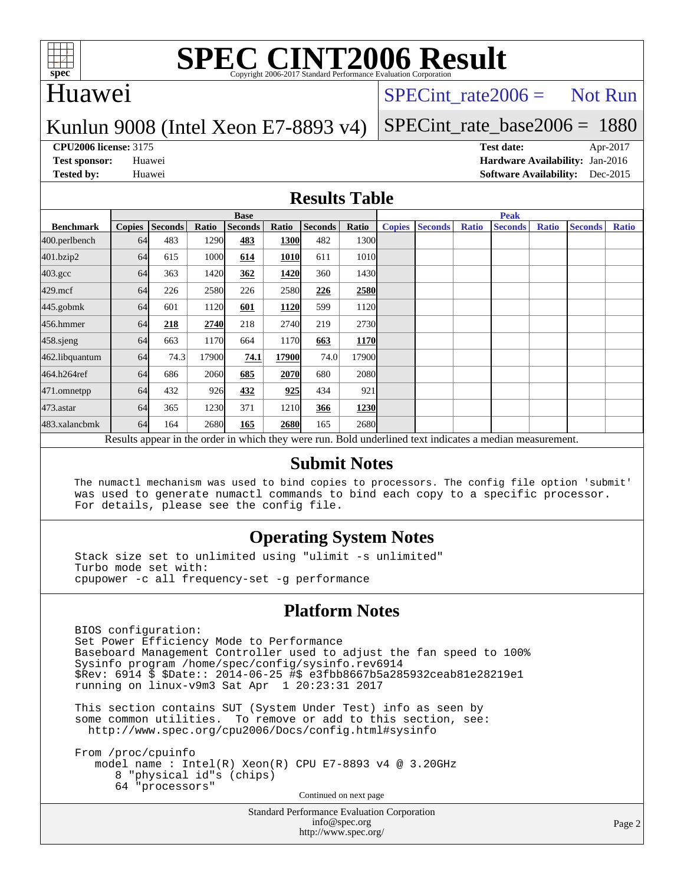# SPEC CINT2006 Result

Copyright 2006-2017 Standard Performance Evaluation Corporation

## Huawei

Kunlun 9008 (Intel Xeon E7-8893 v4)

SPECint_rate2006 = Not Run

SPECint_rate_base2006 = 1880

**CPU2006 license:** 3175
**Test sponsor:** Huawei
**Tested by:** Huawei

**Test date:** Apr-2017
**Hardware Availability:** Jan-2016
**Software Availability:** Dec-2015

## Results Table

| Benchmark | Base | | | | | | | Peak | | | | | | |
|---|---|---|---|---|---|---|---|---|---|---|---|---|---|---|
| | Copies | Seconds | Ratio | Seconds | Ratio | Seconds | Ratio | Copies | Seconds | Ratio | Seconds | Ratio | Seconds | Ratio |
| 400.perlbench | 64 | 483 | 1290 | **483** | **1300** | 482 | 1300 | | | | | | | |
| 401.bzip2 | 64 | 615 | 1000 | **614** | **1010** | 611 | 1010 | | | | | | | |
| 403.gcc | 64 | 363 | 1420 | **362** | **1420** | 360 | 1430 | | | | | | | |
| 429.mcf | 64 | 226 | 2580 | 226 | 2580 | **226** | **2580** | | | | | | | |
| 445.gobmk | 64 | 601 | 1120 | **601** | **1120** | 599 | 1120 | | | | | | | |
| 456.hmmer | 64 | **218** | **2740** | 218 | 2740 | 219 | 2730 | | | | | | | |
| 458.sjeng | 64 | 663 | 1170 | 664 | 1170 | **663** | **1170** | | | | | | | |
| 462.libquantum | 64 | 74.3 | 17900 | **74.1** | **17900** | 74.0 | 17900 | | | | | | | |
| 464.h264ref | 64 | 686 | 2060 | **685** | **2070** | 680 | 2080 | | | | | | | |
| 471.omnetpp | 64 | 432 | 926 | **432** | **925** | 434 | 921 | | | | | | | |
| 473.astar | 64 | 365 | 1230 | 371 | 1210 | **366** | **1230** | | | | | | | |
| 483.xalancbmk | 64 | 164 | 2680 | **165** | **2680** | 165 | 2680 | | | | | | | |

Results appear in the order in which they were run. Bold underlined text indicates a median measurement.

## Submit Notes

```
The numactl mechanism was used to bind copies to processors. The config file option 'submit'
was used to generate numactl commands to bind each copy to a specific processor.
For details, please see the config file.
```

## Operating System Notes

```
Stack size set to unlimited using "ulimit -s unlimited"
Turbo mode set with:
cpupower -c all frequency-set -g performance
```

## Platform Notes

```
BIOS configuration:
Set Power Efficiency Mode to Performance
Baseboard Management Controller used to adjust the fan speed to 100%
Sysinfo program /home/spec/config/sysinfo.rev6914
$Rev: 6914 $ $Date:: 2014-06-25 #$ e3fbb8667b5a285932ceab81e28219e1
running on linux-v9m3 Sat Apr  1 20:23:31 2017

This section contains SUT (System Under Test) info as seen by
some common utilities.  To remove or add to this section, see:
  http://www.spec.org/cpu2006/Docs/config.html#sysinfo

From /proc/cpuinfo
   model name : Intel(R) Xeon(R) CPU E7-8893 v4 @ 3.20GHz
      8 "physical id"s (chips)
      64 "processors"
```

Continued on next page

Standard Performance Evaluation Corporation
info@spec.org
http://www.spec.org/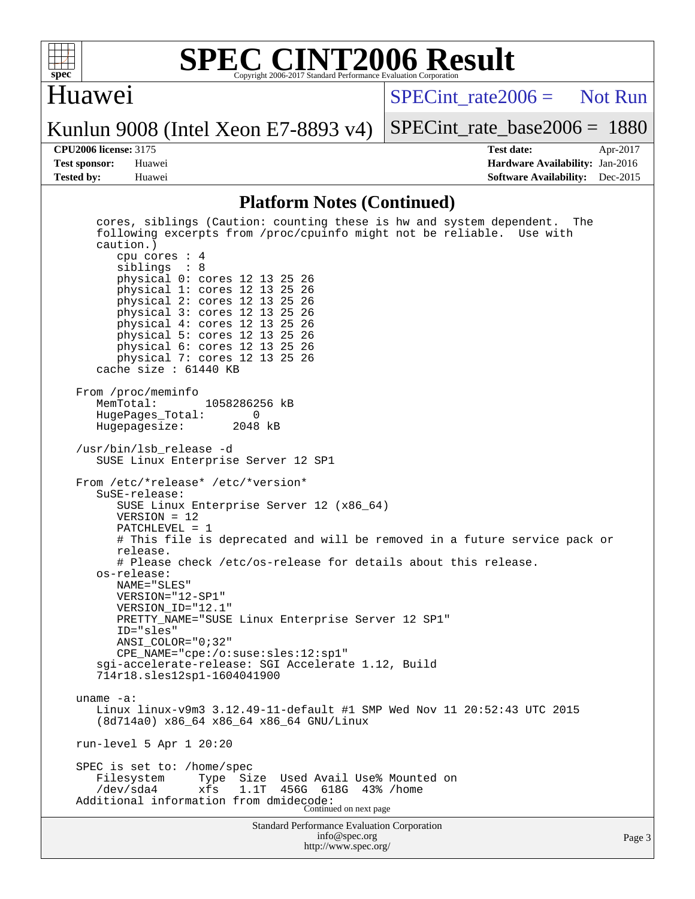## Platform Notes (Continued)

```
   cores, siblings (Caution: counting these is hw and system dependent.  The
   following excerpts from /proc/cpuinfo might not be reliable.  Use with
   caution.)
      cpu cores : 4
      siblings  : 8
      physical 0: cores 12 13 25 26
      physical 1: cores 12 13 25 26
      physical 2: cores 12 13 25 26
      physical 3: cores 12 13 25 26
      physical 4: cores 12 13 25 26
      physical 5: cores 12 13 25 26
      physical 6: cores 12 13 25 26
      physical 7: cores 12 13 25 26
   cache size : 61440 KB

From /proc/meminfo
   MemTotal:       1058286256 kB
   HugePages_Total:       0
   Hugepagesize:       2048 kB

/usr/bin/lsb_release -d
   SUSE Linux Enterprise Server 12 SP1

From /etc/*release* /etc/*version*
   SuSE-release:
      SUSE Linux Enterprise Server 12 (x86_64)
      VERSION = 12
      PATCHLEVEL = 1
      # This file is deprecated and will be removed in a future service pack or
      release.
      # Please check /etc/os-release for details about this release.
   os-release:
      NAME="SLES"
      VERSION="12-SP1"
      VERSION_ID="12.1"
      PRETTY_NAME="SUSE Linux Enterprise Server 12 SP1"
      ID="sles"
      ANSI_COLOR="0;32"
      CPE_NAME="cpe:/o:suse:sles:12:sp1"
   sgi-accelerate-release: SGI Accelerate 1.12, Build
   714r18.sles12sp1-1604041900

uname -a:
   Linux linux-v9m3 3.12.49-11-default #1 SMP Wed Nov 11 20:52:43 UTC 2015
   (8d714a0) x86_64 x86_64 x86_64 GNU/Linux

run-level 5 Apr 1 20:20

SPEC is set to: /home/spec
   Filesystem     Type  Size  Used Avail Use% Mounted on
   /dev/sda4      xfs   1.1T  456G  618G  43% /home
Additional information from dmidecode:
```

Continued on next page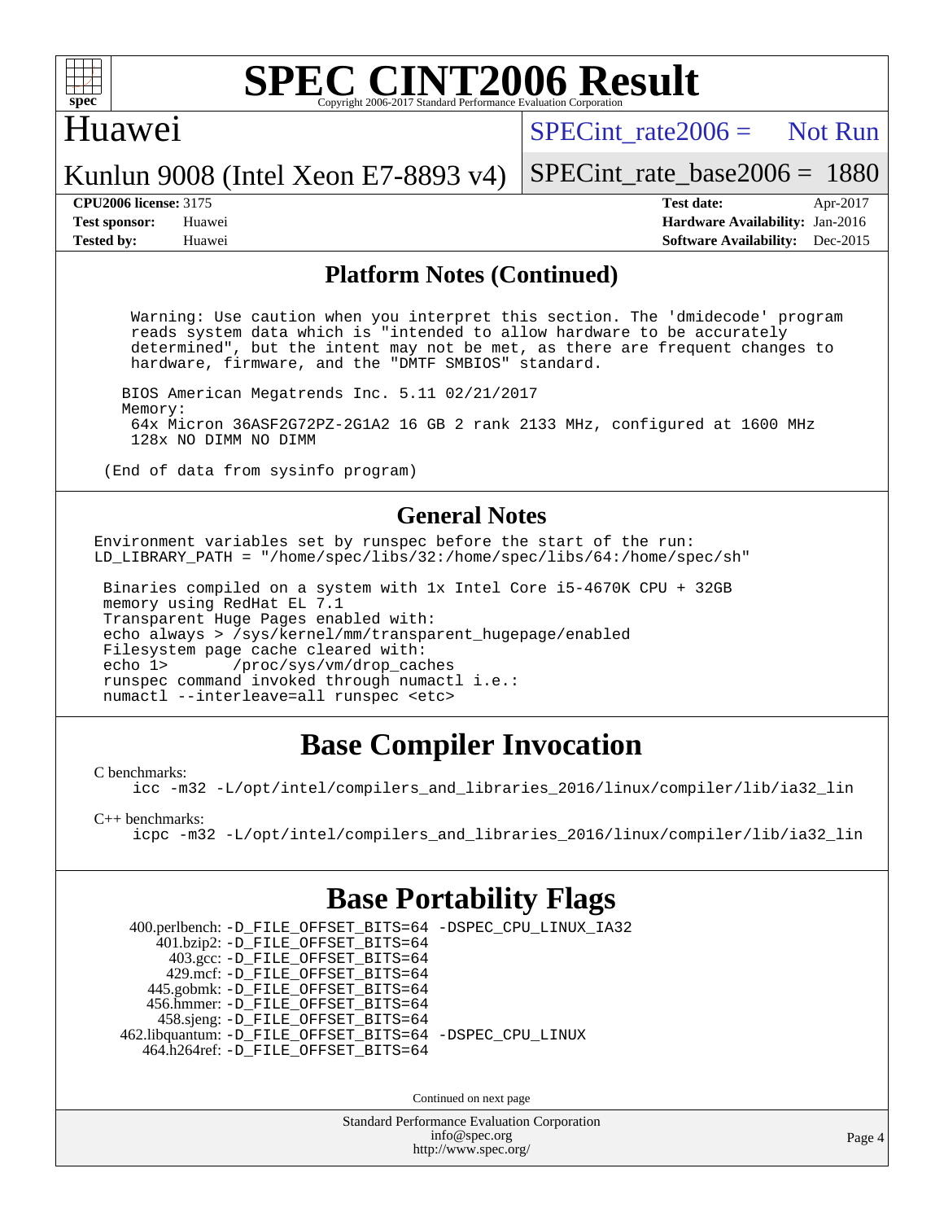# SPEC CINT2006 Result

Copyright 2006-2017 Standard Performance Evaluation Corporation

## Huawei

Kunlun 9008 (Intel Xeon E7-8893 v4)

SPECint_rate2006 = Not Run

SPECint_rate_base2006 = 1880

**CPU2006 license:** 3175
**Test sponsor:** Huawei
**Tested by:** Huawei

**Test date:** Apr-2017
**Hardware Availability:** Jan-2016
**Software Availability:** Dec-2015

## Platform Notes (Continued)

```
   Warning: Use caution when you interpret this section. The 'dmidecode' program
   reads system data which is "intended to allow hardware to be accurately
   determined", but the intent may not be met, as there are frequent changes to
   hardware, firmware, and the "DMTF SMBIOS" standard.

  BIOS American Megatrends Inc. 5.11 02/21/2017
  Memory:
   64x Micron 36ASF2G72PZ-2G1A2 16 GB 2 rank 2133 MHz, configured at 1600 MHz
   128x NO DIMM NO DIMM

(End of data from sysinfo program)
```

## General Notes

```
Environment variables set by runspec before the start of the run:
LD_LIBRARY_PATH = "/home/spec/libs/32:/home/spec/libs/64:/home/spec/sh"

 Binaries compiled on a system with 1x Intel Core i5-4670K CPU + 32GB
 memory using RedHat EL 7.1
 Transparent Huge Pages enabled with:
 echo always > /sys/kernel/mm/transparent_hugepage/enabled
 Filesystem page cache cleared with:
 echo 1>       /proc/sys/vm/drop_caches
 runspec command invoked through numactl i.e.:
 numactl --interleave=all runspec <etc>
```

# Base Compiler Invocation

C benchmarks:

```
icc -m32 -L/opt/intel/compilers_and_libraries_2016/linux/compiler/lib/ia32_lin
```

C++ benchmarks:

```
icpc -m32 -L/opt/intel/compilers_and_libraries_2016/linux/compiler/lib/ia32_lin
```

# Base Portability Flags

```
  400.perlbench: -D_FILE_OFFSET_BITS=64 -DSPEC_CPU_LINUX_IA32
      401.bzip2: -D_FILE_OFFSET_BITS=64
        403.gcc: -D_FILE_OFFSET_BITS=64
        429.mcf: -D_FILE_OFFSET_BITS=64
      445.gobmk: -D_FILE_OFFSET_BITS=64
      456.hmmer: -D_FILE_OFFSET_BITS=64
      458.sjeng: -D_FILE_OFFSET_BITS=64
 462.libquantum: -D_FILE_OFFSET_BITS=64 -DSPEC_CPU_LINUX
    464.h264ref: -D_FILE_OFFSET_BITS=64
```

Continued on next page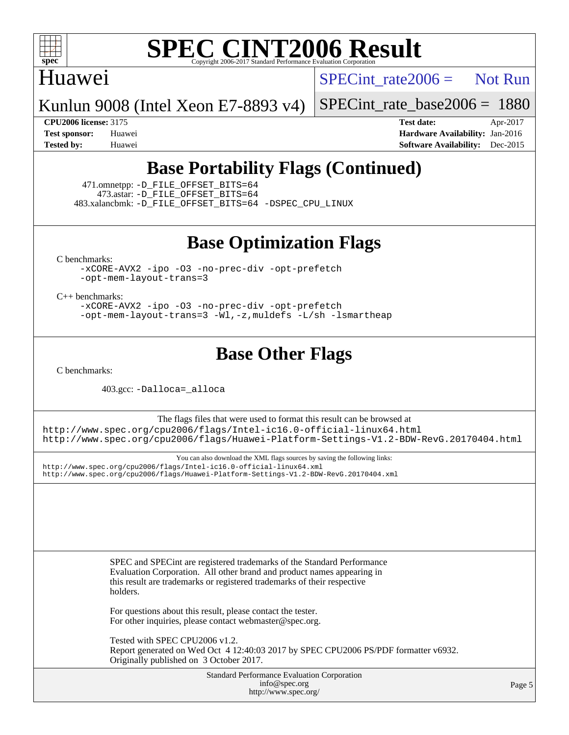## Base Portability Flags (Continued)

471.omnetpp: -D_FILE_OFFSET_BITS=64
473.astar: -D_FILE_OFFSET_BITS=64
483.xalancbmk: -D_FILE_OFFSET_BITS=64 -DSPEC_CPU_LINUX

## Base Optimization Flags

C benchmarks:

-xCORE-AVX2 -ipo -O3 -no-prec-div -opt-prefetch
-opt-mem-layout-trans=3

C++ benchmarks:

-xCORE-AVX2 -ipo -O3 -no-prec-div -opt-prefetch
-opt-mem-layout-trans=3 -Wl,-z,muldefs -L/sh -lsmartheap

## Base Other Flags

C benchmarks:

403.gcc: -Dalloca=_alloca

The flags files that were used to format this result can be browsed at
http://www.spec.org/cpu2006/flags/Intel-ic16.0-official-linux64.html
http://www.spec.org/cpu2006/flags/Huawei-Platform-Settings-V1.2-BDW-RevG.20170404.html

You can also download the XML flags sources by saving the following links:
http://www.spec.org/cpu2006/flags/Intel-ic16.0-official-linux64.xml
http://www.spec.org/cpu2006/flags/Huawei-Platform-Settings-V1.2-BDW-RevG.20170404.xml

SPEC and SPECint are registered trademarks of the Standard Performance Evaluation Corporation. All other brand and product names appearing in this result are trademarks or registered trademarks of their respective holders.

For questions about this result, please contact the tester.
For other inquiries, please contact webmaster@spec.org.

Tested with SPEC CPU2006 v1.2.
Report generated on Wed Oct 4 12:40:03 2017 by SPEC CPU2006 PS/PDF formatter v6932.
Originally published on 3 October 2017.